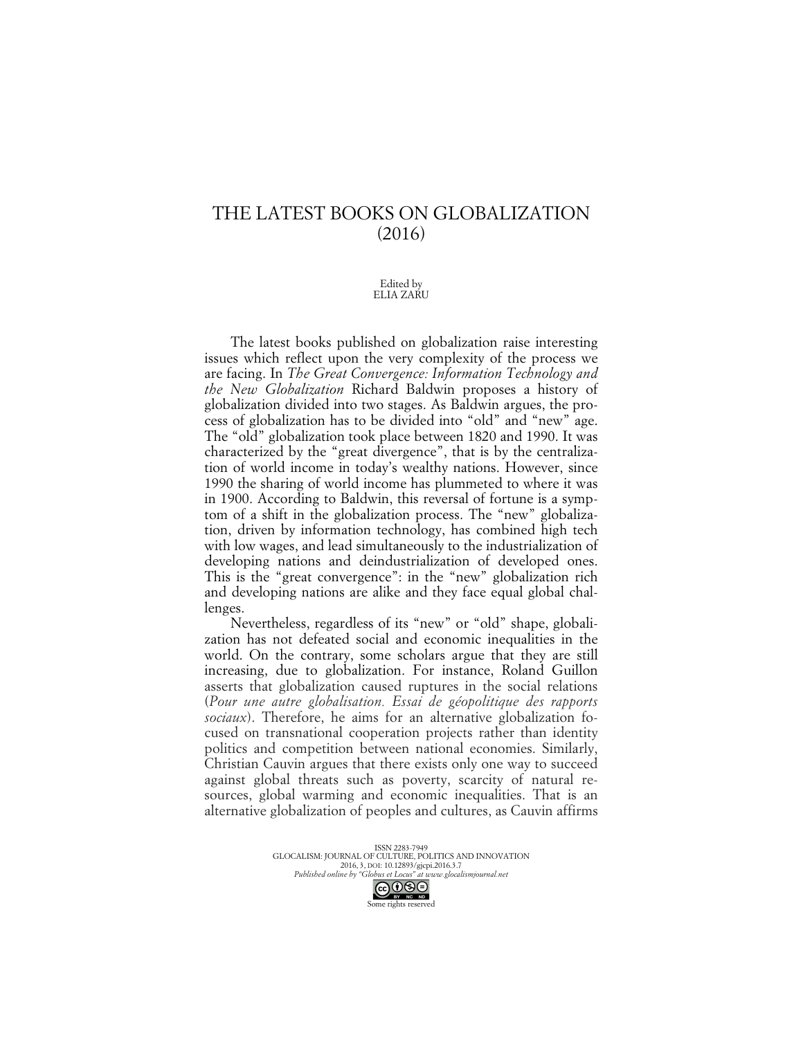# THE LATEST BOOKS ON GLOBALIZATION (2016)

Edited by
ELIA ZARU

The latest books published on globalization raise interesting issues which reflect upon the very complexity of the process we are facing. In *The Great Convergence: Information Technology and the New Globalization* Richard Baldwin proposes a history of globalization divided into two stages. As Baldwin argues, the process of globalization has to be divided into "old" and "new" age. The "old" globalization took place between 1820 and 1990. It was characterized by the "great divergence", that is by the centralization of world income in today's wealthy nations. However, since 1990 the sharing of world income has plummeted to where it was in 1900. According to Baldwin, this reversal of fortune is a symptom of a shift in the globalization process. The "new" globalization, driven by information technology, has combined high tech with low wages, and lead simultaneously to the industrialization of developing nations and deindustrialization of developed ones. This is the "great convergence": in the "new" globalization rich and developing nations are alike and they face equal global challenges.

Nevertheless, regardless of its "new" or "old" shape, globalization has not defeated social and economic inequalities in the world. On the contrary, some scholars argue that they are still increasing, due to globalization. For instance, Roland Guillon asserts that globalization caused ruptures in the social relations (*Pour une autre globalisation. Essai de géopolitique des rapports sociaux*). Therefore, he aims for an alternative globalization focused on transnational cooperation projects rather than identity politics and competition between national economies. Similarly, Christian Cauvin argues that there exists only one way to succeed against global threats such as poverty, scarcity of natural resources, global warming and economic inequalities. That is an alternative globalization of peoples and cultures, as Cauvin affirms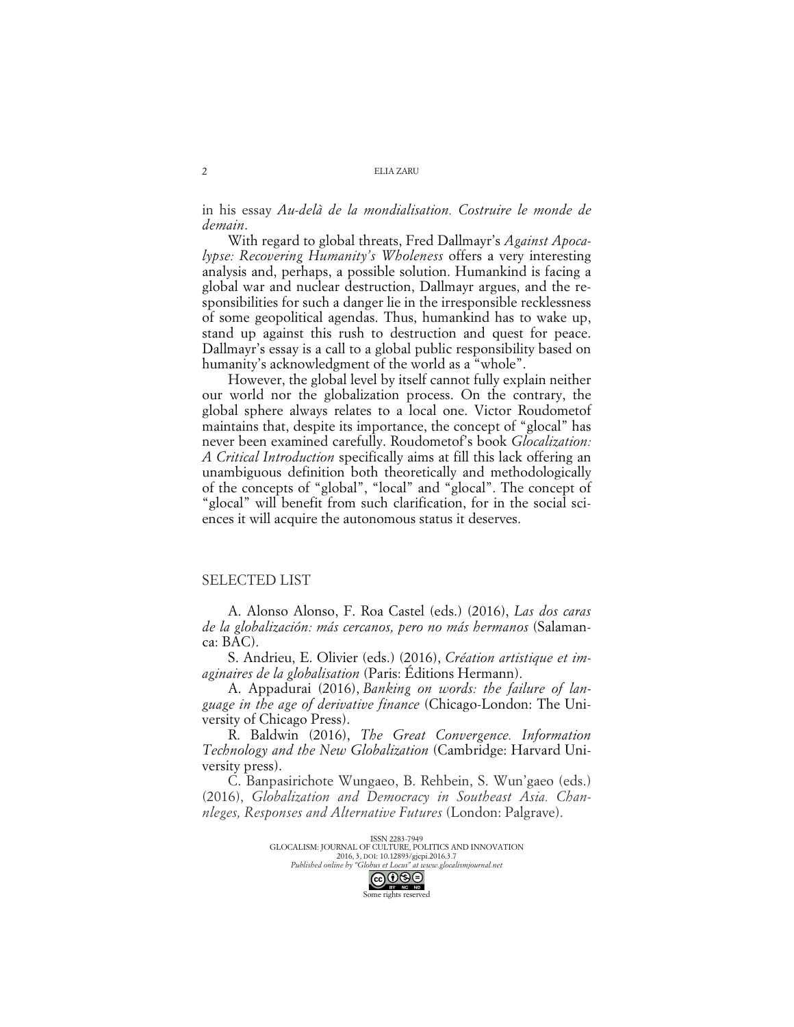in his essay *Au-delà de la mondialisation. Costruire le monde de demain*.

With regard to global threats, Fred Dallmayr's *Against Apocalypse: Recovering Humanity's Wholeness* offers a very interesting analysis and, perhaps, a possible solution. Humankind is facing a global war and nuclear destruction, Dallmayr argues, and the responsibilities for such a danger lie in the irresponsible recklessness of some geopolitical agendas. Thus, humankind has to wake up, stand up against this rush to destruction and quest for peace. Dallmayr's essay is a call to a global public responsibility based on humanity's acknowledgment of the world as a "whole".

However, the global level by itself cannot fully explain neither our world nor the globalization process. On the contrary, the global sphere always relates to a local one. Victor Roudometof maintains that, despite its importance, the concept of "glocal" has never been examined carefully. Roudometof's book *Glocalization: A Critical Introduction* specifically aims at fill this lack offering an unambiguous definition both theoretically and methodologically of the concepts of "global", "local" and "glocal". The concept of "glocal" will benefit from such clarification, for in the social sciences it will acquire the autonomous status it deserves.

## SELECTED LIST

A. Alonso Alonso, F. Roa Castel (eds.) (2016), *Las dos caras de la globalización: más cercanos, pero no más hermanos* (Salamanca: BAC).

S. Andrieu, E. Olivier (eds.) (2016), *Création artistique et imaginaires de la globalisation* (Paris: Éditions Hermann).

A. Appadurai (2016), *Banking on words: the failure of language in the age of derivative finance* (Chicago-London: The University of Chicago Press).

R. Baldwin (2016), *The Great Convergence. Information Technology and the New Globalization* (Cambridge: Harvard University press).

C. Banpasirichote Wungaeo, B. Rehbein, S. Wun'gaeo (eds.) (2016), *Globalization and Democracy in Southeast Asia. Channleges, Responses and Alternative Futures* (London: Palgrave).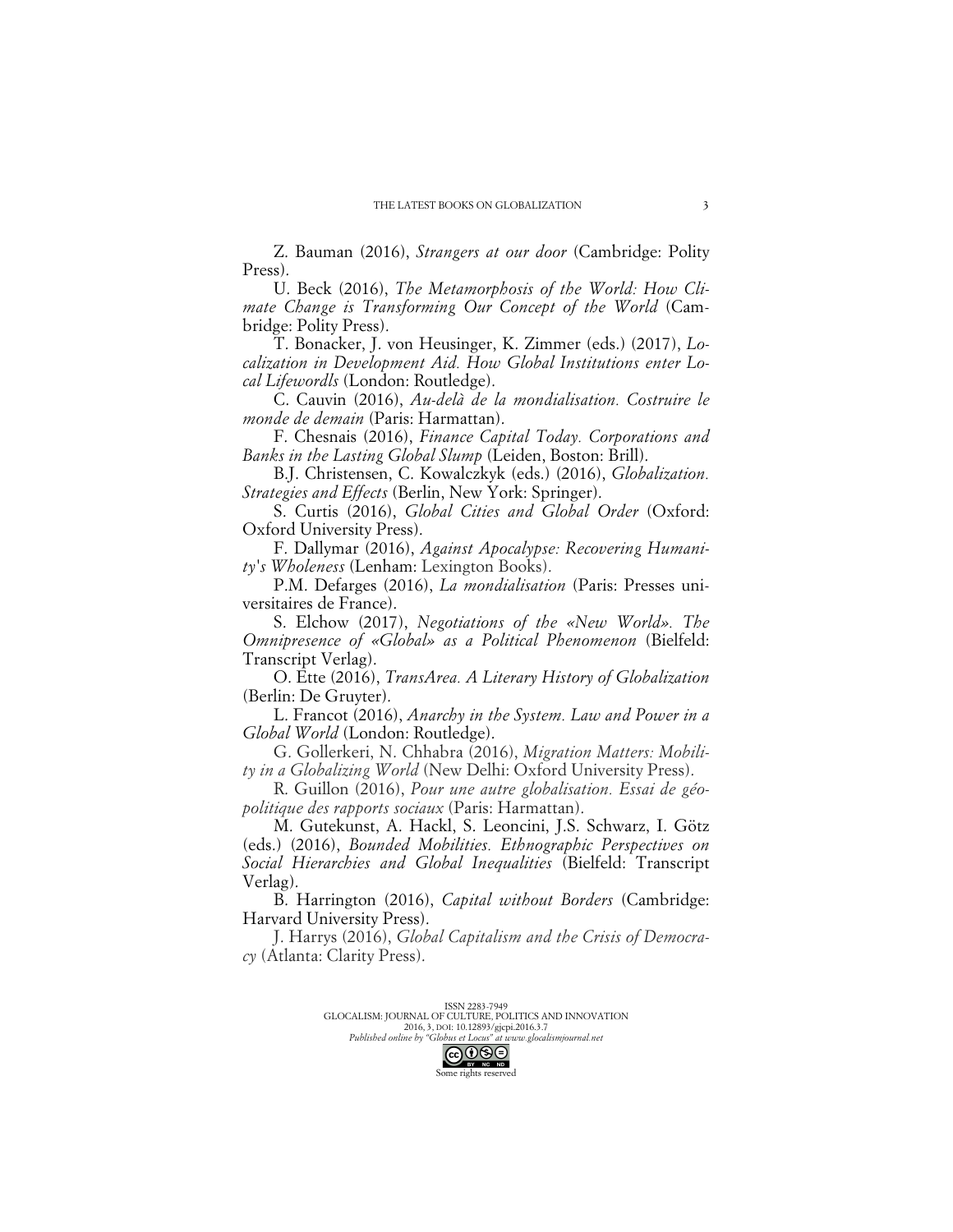Z. Bauman (2016), *Strangers at our door* (Cambridge: Polity Press).

U. Beck (2016), *The Metamorphosis of the World: How Climate Change is Transforming Our Concept of the World* (Cambridge: Polity Press).

T. Bonacker, J. von Heusinger, K. Zimmer (eds.) (2017), *Localization in Development Aid. How Global Institutions enter Local Lifewordls* (London: Routledge).

C. Cauvin (2016), *Au-delà de la mondialisation. Costruire le monde de demain* (Paris: Harmattan).

F. Chesnais (2016), *Finance Capital Today. Corporations and Banks in the Lasting Global Slump* (Leiden, Boston: Brill).

B.J. Christensen, C. Kowalczkyk (eds.) (2016), *Globalization. Strategies and Effects* (Berlin, New York: Springer).

S. Curtis (2016), *Global Cities and Global Order* (Oxford: Oxford University Press).

F. Dallymar (2016), *Against Apocalypse: Recovering Humanity's Wholeness* (Lenham: Lexington Books).

P.M. Defarges (2016), *La mondialisation* (Paris: Presses universitaires de France).

S. Elchow (2017), *Negotiations of the «New World». The Omnipresence of «Global» as a Political Phenomenon* (Bielfeld: Transcript Verlag).

O. Ette (2016), *TransArea. A Literary History of Globalization* (Berlin: De Gruyter).

L. Francot (2016), *Anarchy in the System. Law and Power in a Global World* (London: Routledge).

G. Gollerkeri, N. Chhabra (2016), *Migration Matters: Mobility in a Globalizing World* (New Delhi: Oxford University Press).

R. Guillon (2016), *Pour une autre globalisation. Essai de géopolitique des rapports sociaux* (Paris: Harmattan).

M. Gutekunst, A. Hackl, S. Leoncini, J.S. Schwarz, I. Götz (eds.) (2016), *Bounded Mobilities. Ethnographic Perspectives on Social Hierarchies and Global Inequalities* (Bielfeld: Transcript Verlag).

B. Harrington (2016), *Capital without Borders* (Cambridge: Harvard University Press).

J. Harrys (2016), *Global Capitalism and the Crisis of Democracy* (Atlanta: Clarity Press).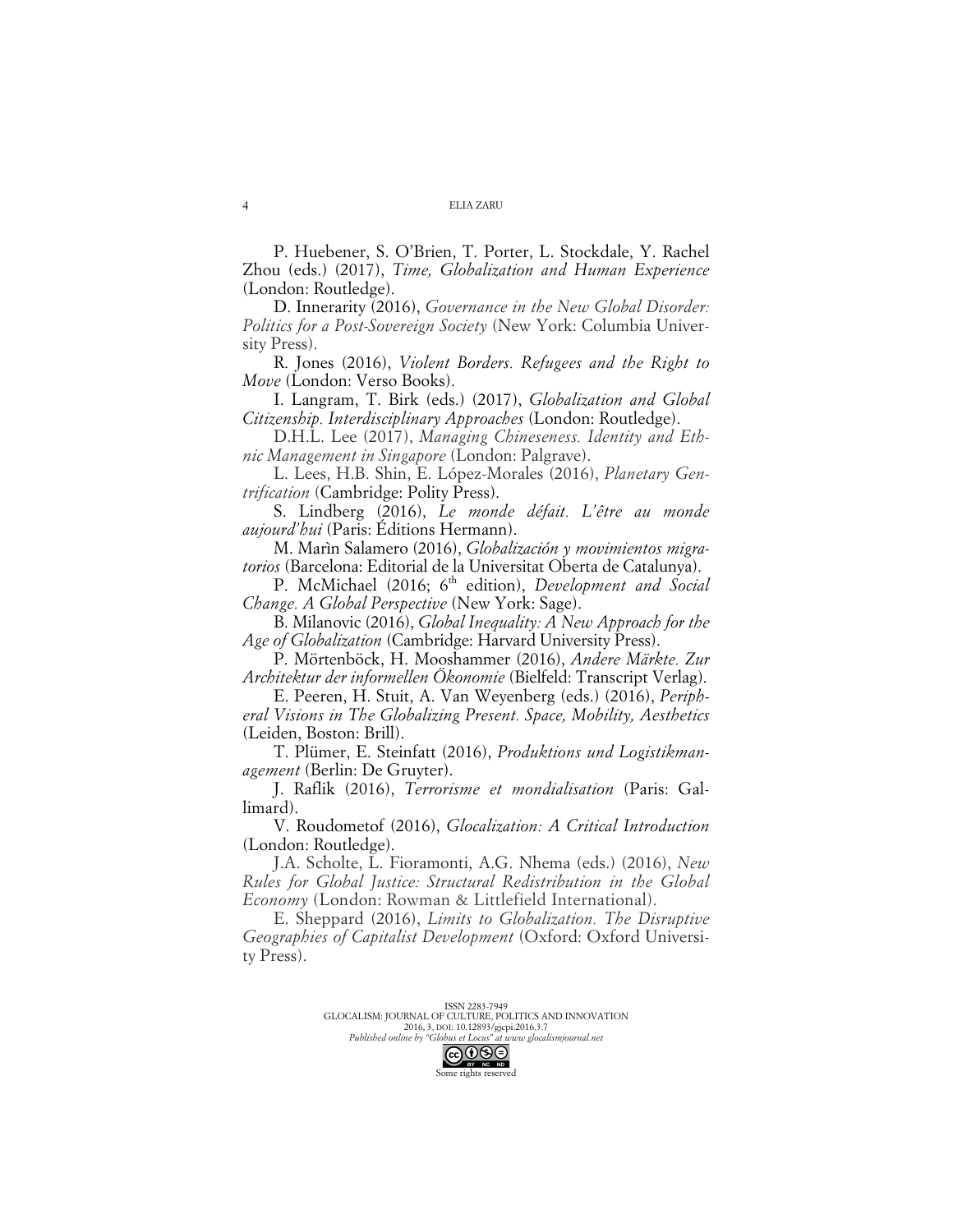P. Huebener, S. O'Brien, T. Porter, L. Stockdale, Y. Rachel Zhou (eds.) (2017), *Time, Globalization and Human Experience* (London: Routledge).

D. Innerarity (2016), *Governance in the New Global Disorder: Politics for a Post-Sovereign Society* (New York: Columbia University Press).

R. Jones (2016), *Violent Borders. Refugees and the Right to Move* (London: Verso Books).

I. Langram, T. Birk (eds.) (2017), *Globalization and Global Citizenship. Interdisciplinary Approaches* (London: Routledge).

D.H.L. Lee (2017), *Managing Chineseness. Identity and Ethnic Management in Singapore* (London: Palgrave).

L. Lees, H.B. Shin, E. López-Morales (2016), *Planetary Gentrification* (Cambridge: Polity Press).

S. Lindberg (2016), *Le monde défait. L'être au monde aujourd'hui* (Paris: Éditions Hermann).

M. Marìn Salamero (2016), *Globalización y movimientos migratorios* (Barcelona: Editorial de la Universitat Oberta de Catalunya).

P. McMichael (2016; 6th edition), *Development and Social Change. A Global Perspective* (New York: Sage).

B. Milanovic (2016), *Global Inequality: A New Approach for the Age of Globalization* (Cambridge: Harvard University Press).

P. Mörtenböck, H. Mooshammer (2016), *Andere Märkte. Zur Architektur der informellen Ökonomie* (Bielfeld: Transcript Verlag).

E. Peeren, H. Stuit, A. Van Weyenberg (eds.) (2016), *Peripheral Visions in The Globalizing Present. Space, Mobility, Aesthetics* (Leiden, Boston: Brill).

T. Plümer, E. Steinfatt (2016), *Produktions und Logistikmanagement* (Berlin: De Gruyter).

J. Raflik (2016), *Terrorisme et mondialisation* (Paris: Gallimard).

V. Roudometof (2016), *Glocalization: A Critical Introduction* (London: Routledge).

J.A. Scholte, L. Fioramonti, A.G. Nhema (eds.) (2016), *New Rules for Global Justice: Structural Redistribution in the Global Economy* (London: Rowman & Littlefield International).

E. Sheppard (2016), *Limits to Globalization. The Disruptive Geographies of Capitalist Development* (Oxford: Oxford University Press).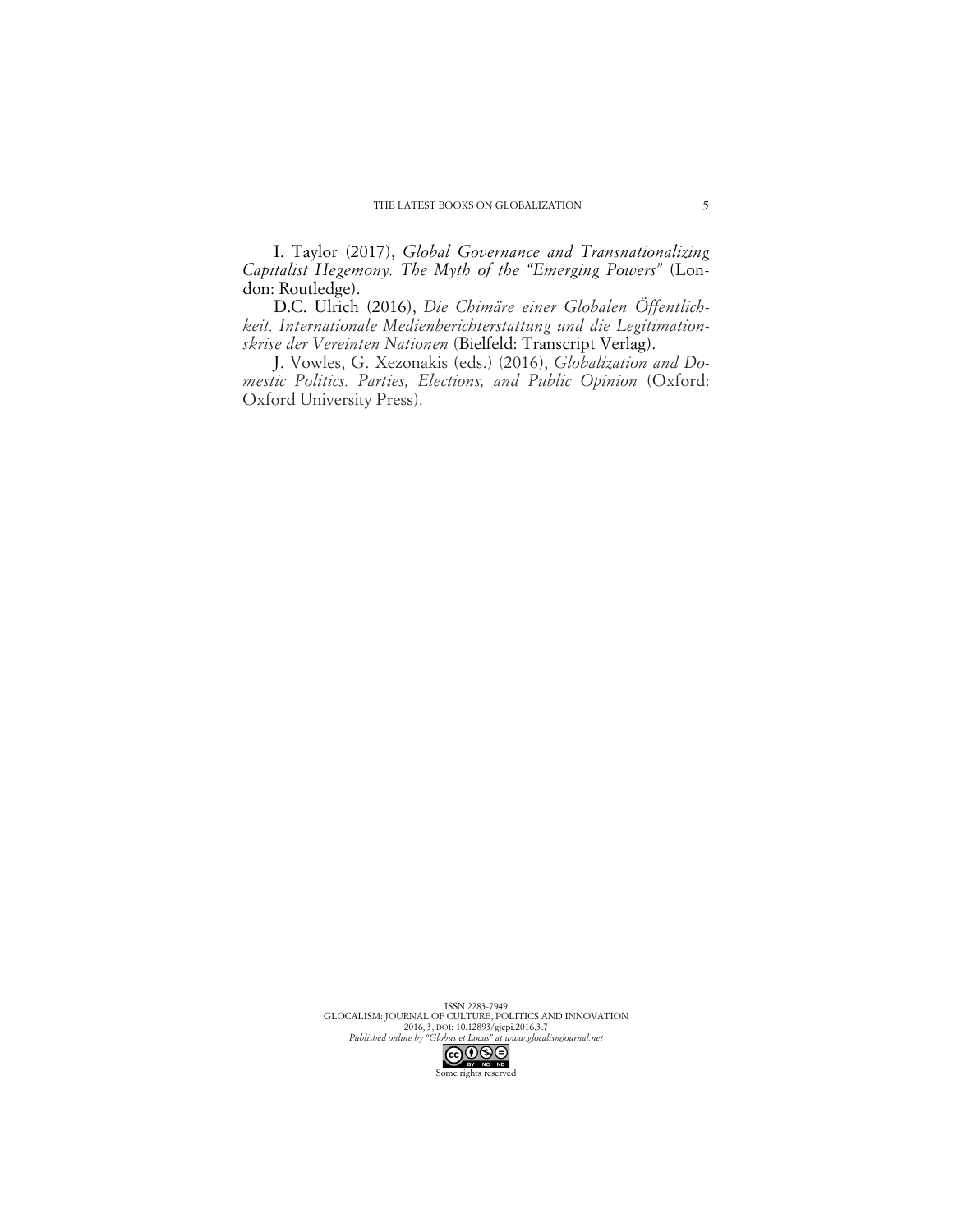I. Taylor (2017), *Global Governance and Transnationalizing Capitalist Hegemony. The Myth of the "Emerging Powers"* (London: Routledge).

D.C. Ulrich (2016), *Die Chimäre einer Globalen Öffentlichkeit. Internationale Medienberichterstattung und die Legitimationskrise der Vereinten Nationen* (Bielfeld: Transcript Verlag).

J. Vowles, G. Xezonakis (eds.) (2016), *Globalization and Domestic Politics. Parties, Elections, and Public Opinion* (Oxford: Oxford University Press).